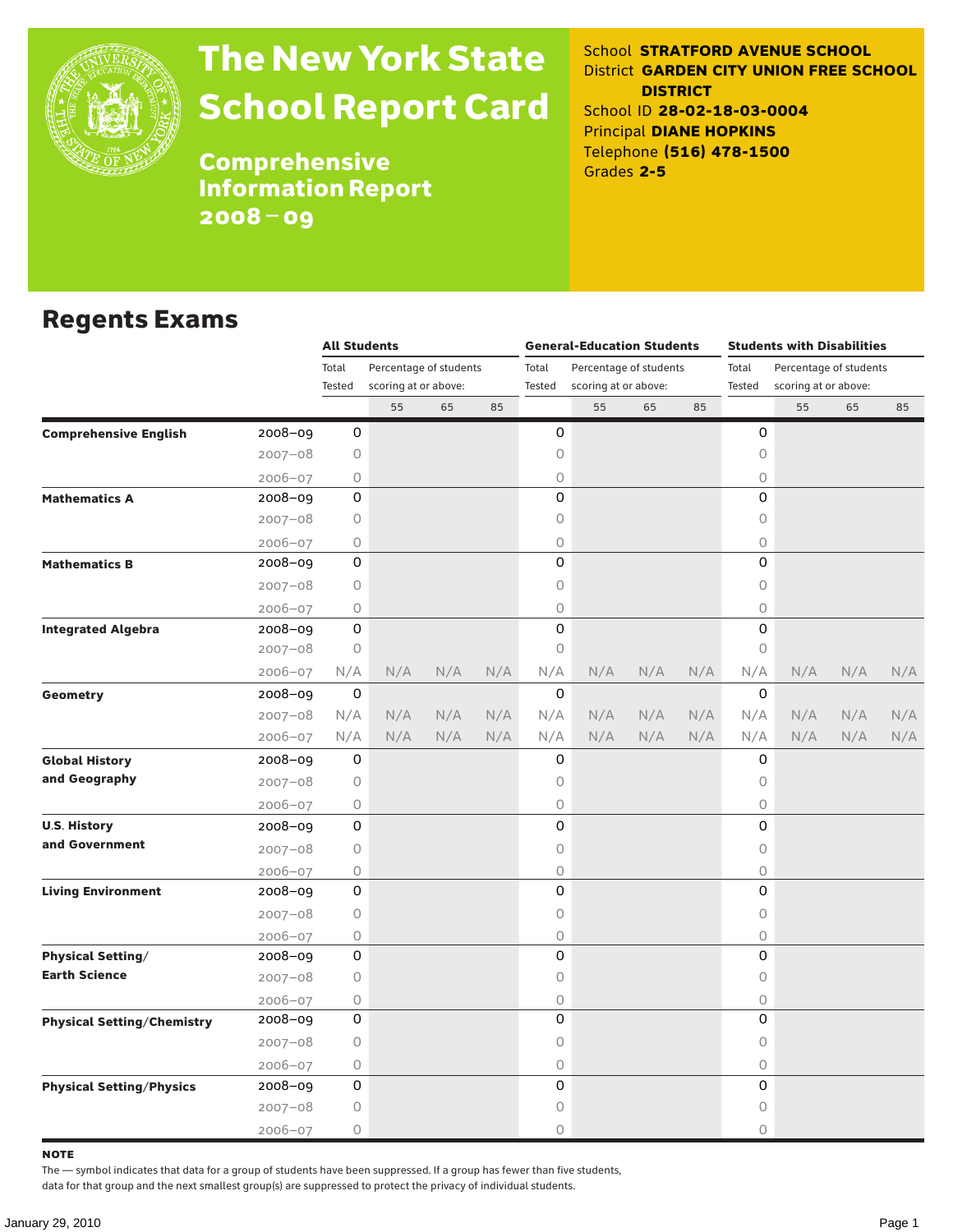# The New York State School Report Card

## Comprehensive Information Report 2008–09

School **STRATFORD AVENUE SCHOOL**
District **GARDEN CITY UNION FREE SCHOOL DISTRICT**
School ID **28-02-18-03-0004**
Principal **DIANE HOPKINS**
Telephone **(516) 478-1500**
Grades **2-5**

## Regents Exams

| | | All Students | | | | General-Education Students | | | | Students with Disabilities | | | |
|---|---|---|---|---|---|---|---|---|---|---|---|---|---|
| | | Total Tested | Percentage of students scoring at or above: | | | Total Tested | Percentage of students scoring at or above: | | | Total Tested | Percentage of students scoring at or above: | | |
| | | | 55 | 65 | 85 | | 55 | 65 | 85 | | 55 | 65 | 85 |
| **Comprehensive English** | 2008–09 | 0 | | | | 0 | | | | 0 | | | |
| | 2007–08 | 0 | | | | 0 | | | | 0 | | | |
| | 2006–07 | 0 | | | | 0 | | | | 0 | | | |
| **Mathematics A** | 2008–09 | 0 | | | | 0 | | | | 0 | | | |
| | 2007–08 | 0 | | | | 0 | | | | 0 | | | |
| | 2006–07 | 0 | | | | 0 | | | | 0 | | | |
| **Mathematics B** | 2008–09 | 0 | | | | 0 | | | | 0 | | | |
| | 2007–08 | 0 | | | | 0 | | | | 0 | | | |
| | 2006–07 | 0 | | | | 0 | | | | 0 | | | |
| **Integrated Algebra** | 2008–09 | 0 | | | | 0 | | | | 0 | | | |
| | 2007–08 | 0 | | | | 0 | | | | 0 | | | |
| | 2006–07 | N/A | N/A | N/A | N/A | N/A | N/A | N/A | N/A | N/A | N/A | N/A | N/A |
| **Geometry** | 2008–09 | 0 | | | | 0 | | | | 0 | | | |
| | 2007–08 | N/A | N/A | N/A | N/A | N/A | N/A | N/A | N/A | N/A | N/A | N/A | N/A |
| | 2006–07 | N/A | N/A | N/A | N/A | N/A | N/A | N/A | N/A | N/A | N/A | N/A | N/A |
| **Global History and Geography** | 2008–09 | 0 | | | | 0 | | | | 0 | | | |
| | 2007–08 | 0 | | | | 0 | | | | 0 | | | |
| | 2006–07 | 0 | | | | 0 | | | | 0 | | | |
| **U.S. History and Government** | 2008–09 | 0 | | | | 0 | | | | 0 | | | |
| | 2007–08 | 0 | | | | 0 | | | | 0 | | | |
| | 2006–07 | 0 | | | | 0 | | | | 0 | | | |
| **Living Environment** | 2008–09 | 0 | | | | 0 | | | | 0 | | | |
| | 2007–08 | 0 | | | | 0 | | | | 0 | | | |
| | 2006–07 | 0 | | | | 0 | | | | 0 | | | |
| **Physical Setting/ Earth Science** | 2008–09 | 0 | | | | 0 | | | | 0 | | | |
| | 2007–08 | 0 | | | | 0 | | | | 0 | | | |
| | 2006–07 | 0 | | | | 0 | | | | 0 | | | |
| **Physical Setting/Chemistry** | 2008–09 | 0 | | | | 0 | | | | 0 | | | |
| | 2007–08 | 0 | | | | 0 | | | | 0 | | | |
| | 2006–07 | 0 | | | | 0 | | | | 0 | | | |
| **Physical Setting/Physics** | 2008–09 | 0 | | | | 0 | | | | 0 | | | |
| | 2007–08 | 0 | | | | 0 | | | | 0 | | | |
| | 2006–07 | 0 | | | | 0 | | | | 0 | | | |

**NOTE**

The — symbol indicates that data for a group of students have been suppressed. If a group has fewer than five students, data for that group and the next smallest group(s) are suppressed to protect the privacy of individual students.

January 29, 2010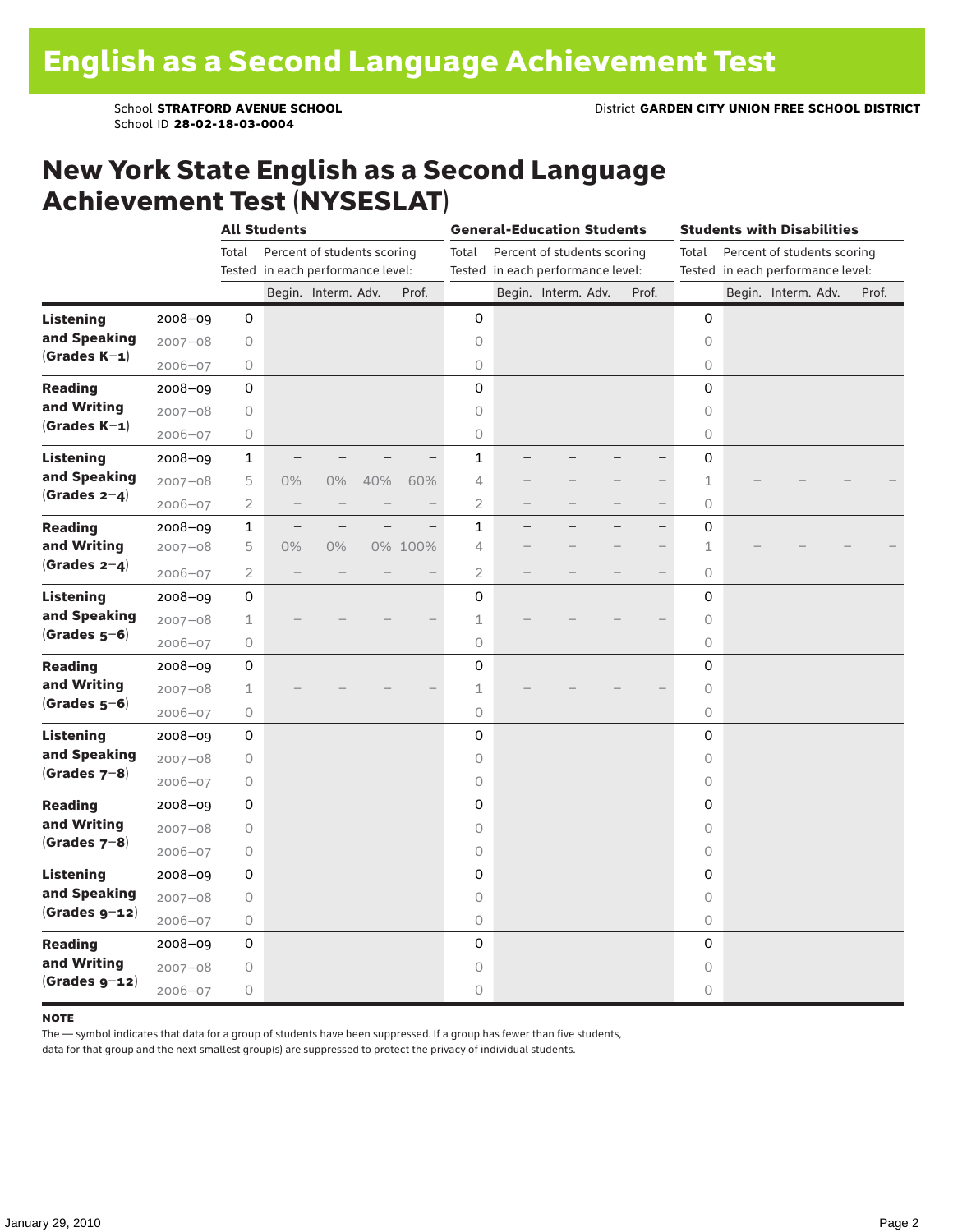# English as a Second Language Achievement Test

School **STRATFORD AVENUE SCHOOL**
School ID **28-02-18-03-0004**

District **GARDEN CITY UNION FREE SCHOOL DISTRICT**

## New York State English as a Second Language Achievement Test (NYSESLAT)

| | | All Students | | | | | General-Education Students | | | | | Students with Disabilities | | | | |
|---|---|---|---|---|---|---|---|---|---|---|---|---|---|---|---|---|
| | | Total Tested | Percent of students scoring in each performance level: | | | | Total Tested | Percent of students scoring in each performance level: | | | | Total Tested | Percent of students scoring in each performance level: | | | |
| | | | Begin. | Interm. | Adv. | Prof. | | Begin. | Interm. | Adv. | Prof. | | Begin. | Interm. | Adv. | Prof. |
| **Listening and Speaking (Grades K–1)** | 2008–09 | 0 | | | | | 0 | | | | | 0 | | | | |
| | 2007–08 | 0 | | | | | 0 | | | | | 0 | | | | |
| | 2006–07 | 0 | | | | | 0 | | | | | 0 | | | | |
| **Reading and Writing (Grades K–1)** | 2008–09 | 0 | | | | | 0 | | | | | 0 | | | | |
| | 2007–08 | 0 | | | | | 0 | | | | | 0 | | | | |
| | 2006–07 | 0 | | | | | 0 | | | | | 0 | | | | |
| **Listening and Speaking (Grades 2–4)** | 2008–09 | 1 | – | – | – | – | 1 | – | – | – | – | 0 | | | | |
| | 2007–08 | 5 | 0% | 0% | 40% | 60% | 4 | – | – | – | – | 1 | – | – | – | – |
| | 2006–07 | 2 | – | – | – | – | 2 | – | – | – | – | 0 | | | | |
| **Reading and Writing (Grades 2–4)** | 2008–09 | 1 | – | – | – | – | 1 | – | – | – | – | 0 | | | | |
| | 2007–08 | 5 | 0% | 0% | 0% | 100% | 4 | – | – | – | – | 1 | – | – | – | – |
| | 2006–07 | 2 | – | – | – | – | 2 | – | – | – | – | 0 | | | | |
| **Listening and Speaking (Grades 5–6)** | 2008–09 | 0 | | | | | 0 | | | | | 0 | | | | |
| | 2007–08 | 1 | – | – | – | – | 1 | – | – | – | – | 0 | | | | |
| | 2006–07 | 0 | | | | | 0 | | | | | 0 | | | | |
| **Reading and Writing (Grades 5–6)** | 2008–09 | 0 | | | | | 0 | | | | | 0 | | | | |
| | 2007–08 | 1 | – | – | – | – | 1 | – | – | – | – | 0 | | | | |
| | 2006–07 | 0 | | | | | 0 | | | | | 0 | | | | |
| **Listening and Speaking (Grades 7–8)** | 2008–09 | 0 | | | | | 0 | | | | | 0 | | | | |
| | 2007–08 | 0 | | | | | 0 | | | | | 0 | | | | |
| | 2006–07 | 0 | | | | | 0 | | | | | 0 | | | | |
| **Reading and Writing (Grades 7–8)** | 2008–09 | 0 | | | | | 0 | | | | | 0 | | | | |
| | 2007–08 | 0 | | | | | 0 | | | | | 0 | | | | |
| | 2006–07 | 0 | | | | | 0 | | | | | 0 | | | | |
| **Listening and Speaking (Grades 9–12)** | 2008–09 | 0 | | | | | 0 | | | | | 0 | | | | |
| | 2007–08 | 0 | | | | | 0 | | | | | 0 | | | | |
| | 2006–07 | 0 | | | | | 0 | | | | | 0 | | | | |
| **Reading and Writing (Grades 9–12)** | 2008–09 | 0 | | | | | 0 | | | | | 0 | | | | |
| | 2007–08 | 0 | | | | | 0 | | | | | 0 | | | | |
| | 2006–07 | 0 | | | | | 0 | | | | | 0 | | | | |

**NOTE**

The — symbol indicates that data for a group of students have been suppressed. If a group has fewer than five students, data for that group and the next smallest group(s) are suppressed to protect the privacy of individual students.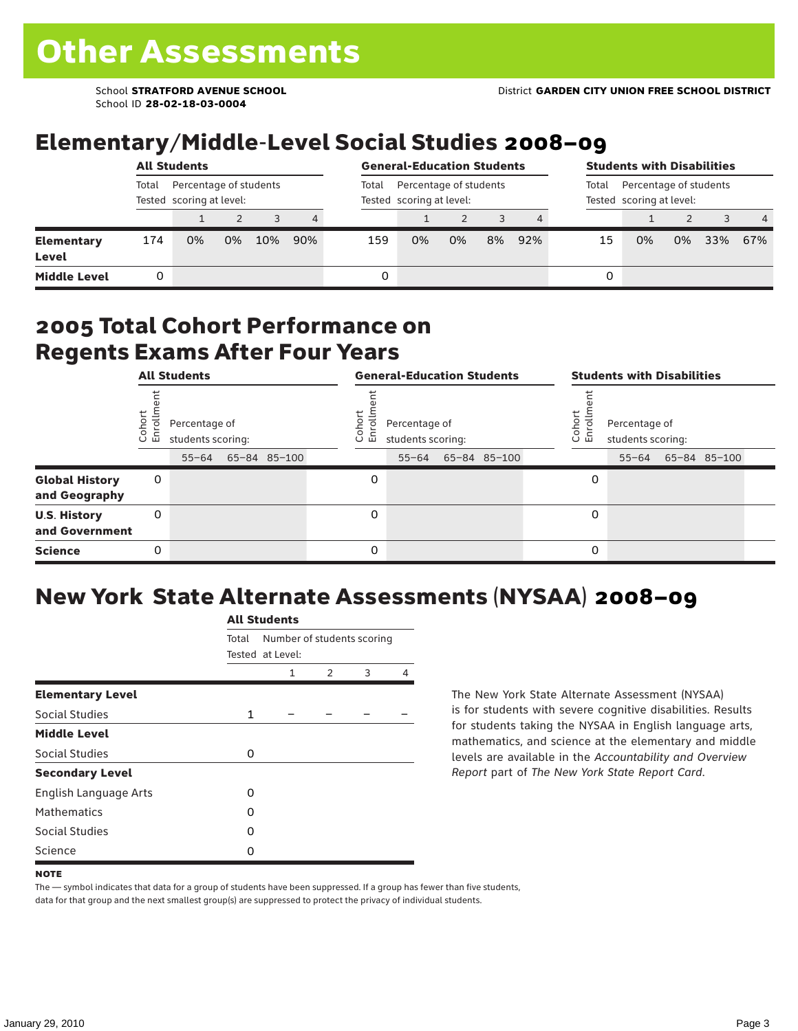# Other Assessments

School **STRATFORD AVENUE SCHOOL**
School ID **28-02-18-03-0004**

District **GARDEN CITY UNION FREE SCHOOL DISTRICT**

## Elementary/Middle-Level Social Studies 2008–09

| | All Students | | | | | General-Education Students | | | | | Students with Disabilities | | | | |
|---|---|---|---|---|---|---|---|---|---|---|---|---|---|---|---|
| | Total Tested | Percentage of students scoring at level: | | | | Total Tested | Percentage of students scoring at level: | | | | Total Tested | Percentage of students scoring at level: | | | |
| | | 1 | 2 | 3 | 4 | | 1 | 2 | 3 | 4 | | 1 | 2 | 3 | 4 |
| **Elementary Level** | 174 | 0% | 0% | 10% | 90% | 159 | 0% | 0% | 8% | 92% | 15 | 0% | 0% | 33% | 67% |
| **Middle Level** | 0 | | | | | 0 | | | | | 0 | | | | |

## 2005 Total Cohort Performance on Regents Exams After Four Years

| | All Students | | | | General-Education Students | | | | Students with Disabilities | | | |
|---|---|---|---|---|---|---|---|---|---|---|---|---|
| | Cohort Enrollment | Percentage of students scoring: | | | Cohort Enrollment | Percentage of students scoring: | | | Cohort Enrollment | Percentage of students scoring: | | |
| | | 55–64 | 65–84 | 85–100 | | 55–64 | 65–84 | 85–100 | | 55–64 | 65–84 | 85–100 |
| **Global History and Geography** | 0 | | | | 0 | | | | 0 | | | |
| **U.S. History and Government** | 0 | | | | 0 | | | | 0 | | | |
| **Science** | 0 | | | | 0 | | | | 0 | | | |

## New York State Alternate Assessments (NYSAA) 2008–09

| | All Students | | | | |
|---|---|---|---|---|---|
| | Total Tested | Number of students scoring at Level: | | | |
| | | 1 | 2 | 3 | 4 |
| **Elementary Level** | | | | | |
| Social Studies | 1 | – | – | – | – |
| **Middle Level** | | | | | |
| Social Studies | 0 | | | | |
| **Secondary Level** | | | | | |
| English Language Arts | 0 | | | | |
| Mathematics | 0 | | | | |
| Social Studies | 0 | | | | |
| Science | 0 | | | | |

The New York State Alternate Assessment (NYSAA) is for students with severe cognitive disabilities. Results for students taking the NYSAA in English language arts, mathematics, and science at the elementary and middle levels are available in the *Accountability and Overview Report* part of *The New York State Report Card*.

**NOTE**

The — symbol indicates that data for a group of students have been suppressed. If a group has fewer than five students, data for that group and the next smallest group(s) are suppressed to protect the privacy of individual students.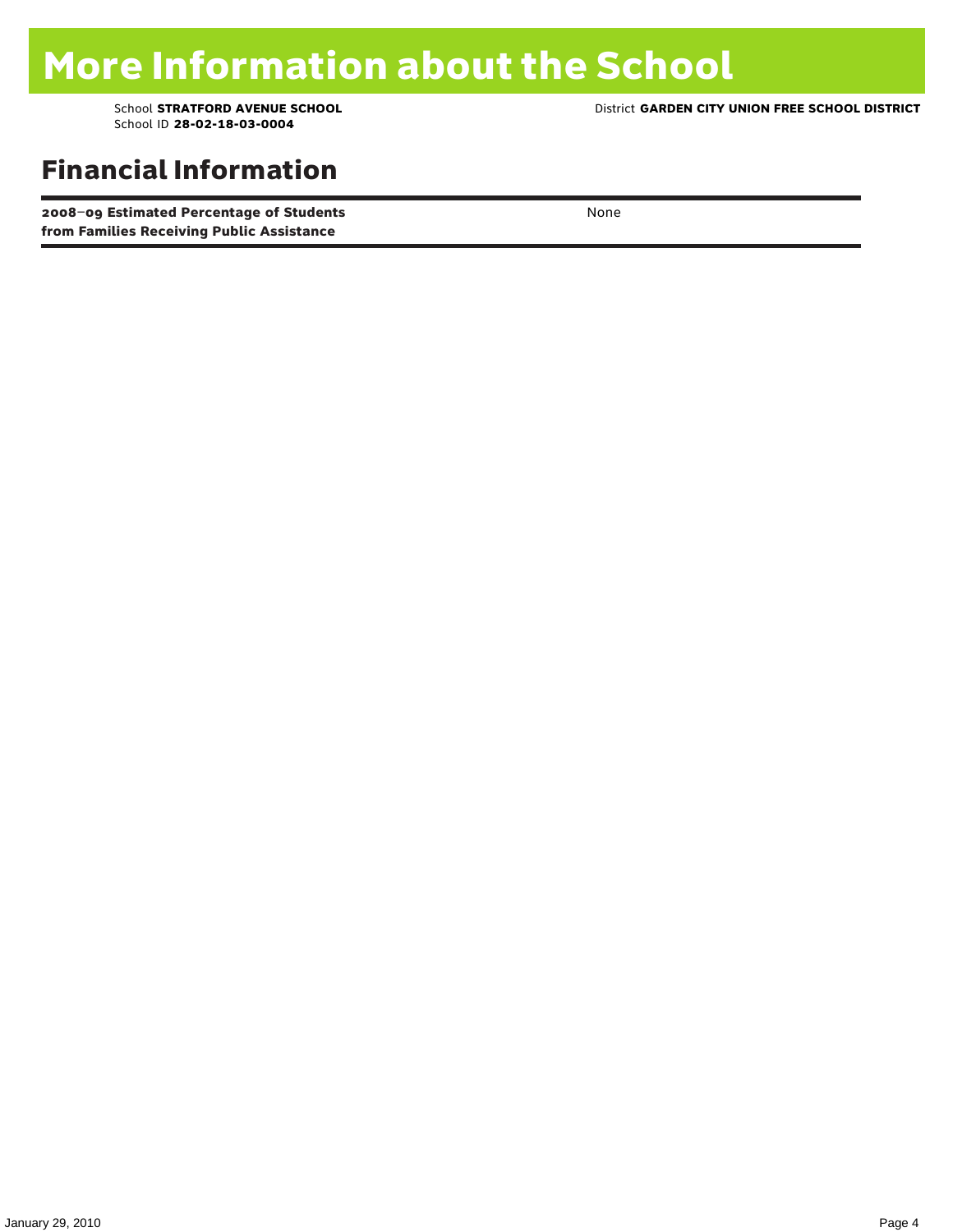# More Information about the School

School **STRATFORD AVENUE SCHOOL**
School ID **28-02-18-03-0004**

District **GARDEN CITY UNION FREE SCHOOL DISTRICT**

## Financial Information

| | |
|---|---|
| **2008–09 Estimated Percentage of Students from Families Receiving Public Assistance** | None |